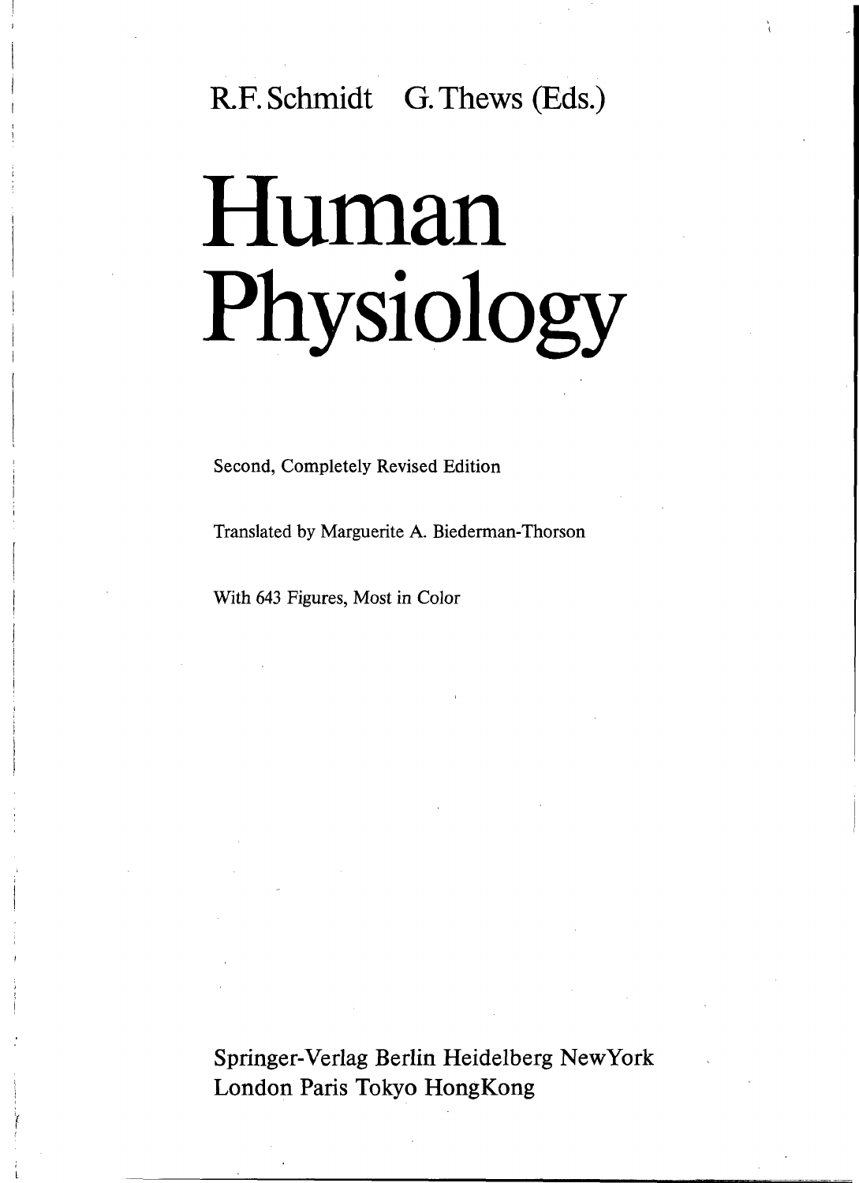R.F. Schmidt G. Thews (Eds.)

# Human Physiology

Second, Completely Revised Edition

Translated by Marguerite A. Biederman-Thorson

With 643 Figures, Most in Color

Springer-Verlag Berlin Heidelberg NewYork
London Paris Tokyo HongKong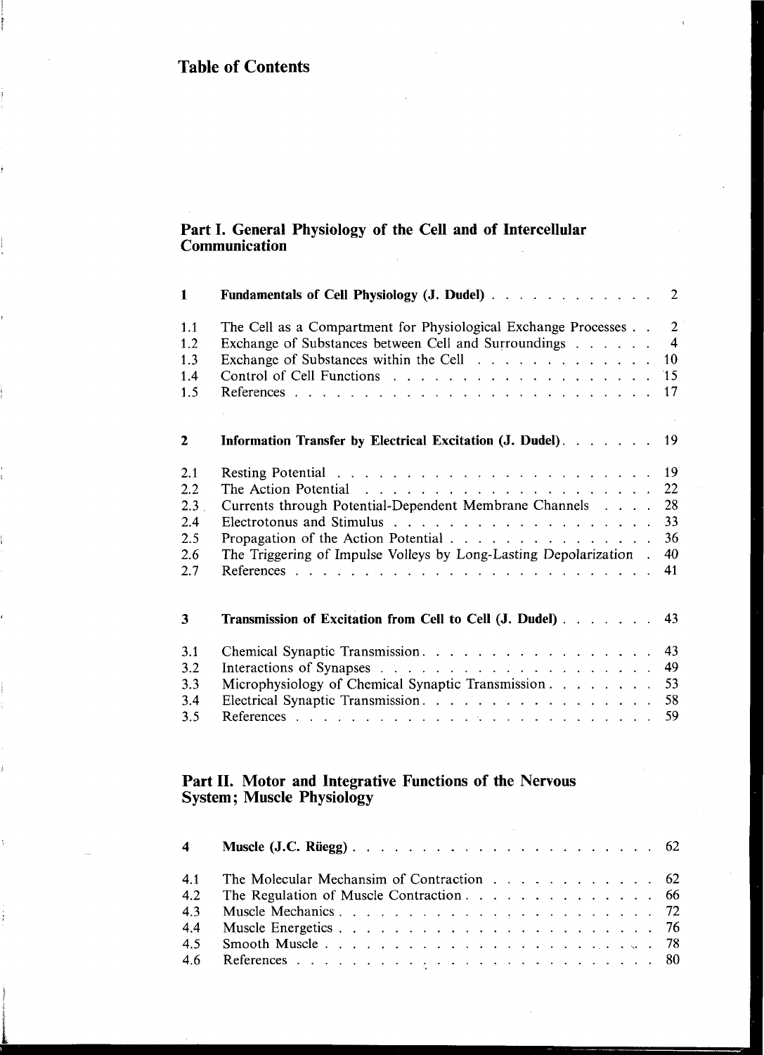# Table of Contents

## Part I. General Physiology of the Cell and of Intercellular Communication

| | | |
|---|---|---|
| **1** | **Fundamentals of Cell Physiology (J. Dudel)** | 2 |
| 1.1 | The Cell as a Compartment for Physiological Exchange Processes | 2 |
| 1.2 | Exchange of Substances between Cell and Surroundings | 4 |
| 1.3 | Exchange of Substances within the Cell | 10 |
| 1.4 | Control of Cell Functions | 15 |
| 1.5 | References | 17 |
| **2** | **Information Transfer by Electrical Excitation (J. Dudel)** | 19 |
| 2.1 | Resting Potential | 19 |
| 2.2 | The Action Potential | 22 |
| 2.3 | Currents through Potential-Dependent Membrane Channels | 28 |
| 2.4 | Electrotonus and Stimulus | 33 |
| 2.5 | Propagation of the Action Potential | 36 |
| 2.6 | The Triggering of Impulse Volleys by Long-Lasting Depolarization | 40 |
| 2.7 | References | 41 |
| **3** | **Transmission of Excitation from Cell to Cell (J. Dudel)** | 43 |
| 3.1 | Chemical Synaptic Transmission | 43 |
| 3.2 | Interactions of Synapses | 49 |
| 3.3 | Microphysiology of Chemical Synaptic Transmission | 53 |
| 3.4 | Electrical Synaptic Transmission | 58 |
| 3.5 | References | 59 |

## Part II. Motor and Integrative Functions of the Nervous System; Muscle Physiology

| | | |
|---|---|---|
| **4** | **Muscle (J.C. Rüegg)** | 62 |
| 4.1 | The Molecular Mechansim of Contraction | 62 |
| 4.2 | The Regulation of Muscle Contraction | 66 |
| 4.3 | Muscle Mechanics | 72 |
| 4.4 | Muscle Energetics | 76 |
| 4.5 | Smooth Muscle | 78 |
| 4.6 | References | 80 |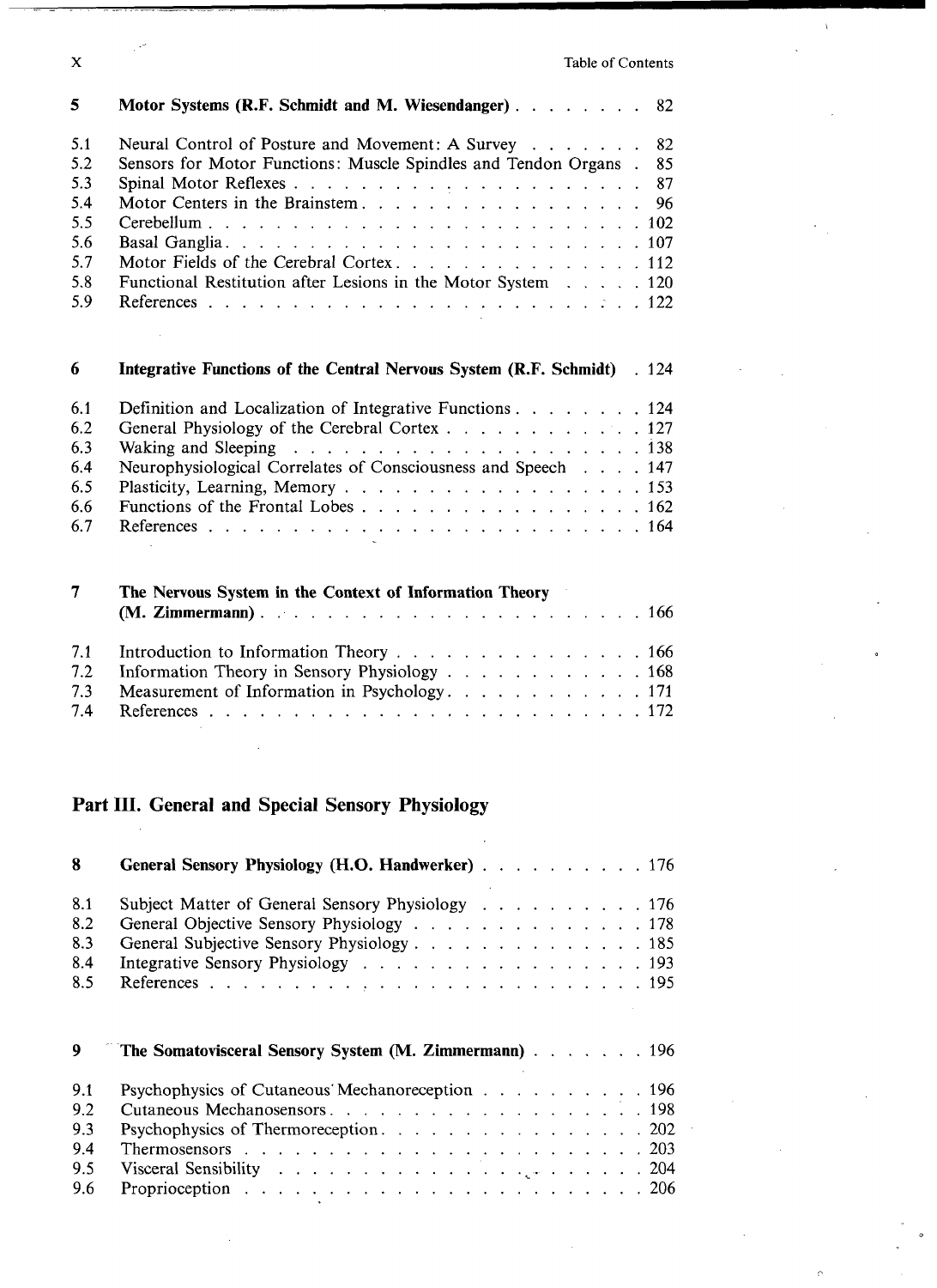| | | |
|---|---|---|
| **5** | **Motor Systems (R.F. Schmidt and M. Wiesendanger)** | 82 |
| 5.1 | Neural Control of Posture and Movement: A Survey | 82 |
| 5.2 | Sensors for Motor Functions: Muscle Spindles and Tendon Organs | 85 |
| 5.3 | Spinal Motor Reflexes | 87 |
| 5.4 | Motor Centers in the Brainstem | 96 |
| 5.5 | Cerebellum | 102 |
| 5.6 | Basal Ganglia | 107 |
| 5.7 | Motor Fields of the Cerebral Cortex | 112 |
| 5.8 | Functional Restitution after Lesions in the Motor System | 120 |
| 5.9 | References | 122 |
| **6** | **Integrative Functions of the Central Nervous System (R.F. Schmidt)** | 124 |
| 6.1 | Definition and Localization of Integrative Functions | 124 |
| 6.2 | General Physiology of the Cerebral Cortex | 127 |
| 6.3 | Waking and Sleeping | 138 |
| 6.4 | Neurophysiological Correlates of Consciousness and Speech | 147 |
| 6.5 | Plasticity, Learning, Memory | 153 |
| 6.6 | Functions of the Frontal Lobes | 162 |
| 6.7 | References | 164 |
| **7** | **The Nervous System in the Context of Information Theory (M. Zimmermann)** | 166 |
| 7.1 | Introduction to Information Theory | 166 |
| 7.2 | Information Theory in Sensory Physiology | 168 |
| 7.3 | Measurement of Information in Psychology | 171 |
| 7.4 | References | 172 |

## Part III. General and Special Sensory Physiology

| | | |
|---|---|---|
| **8** | **General Sensory Physiology (H.O. Handwerker)** | 176 |
| 8.1 | Subject Matter of General Sensory Physiology | 176 |
| 8.2 | General Objective Sensory Physiology | 178 |
| 8.3 | General Subjective Sensory Physiology | 185 |
| 8.4 | Integrative Sensory Physiology | 193 |
| 8.5 | References | 195 |
| **9** | **The Somatovisceral Sensory System (M. Zimmermann)** | 196 |
| 9.1 | Psychophysics of Cutaneous Mechanoreception | 196 |
| 9.2 | Cutaneous Mechanosensors | 198 |
| 9.3 | Psychophysics of Thermoreception | 202 |
| 9.4 | Thermosensors | 203 |
| 9.5 | Visceral Sensibility | 204 |
| 9.6 | Proprioception | 206 |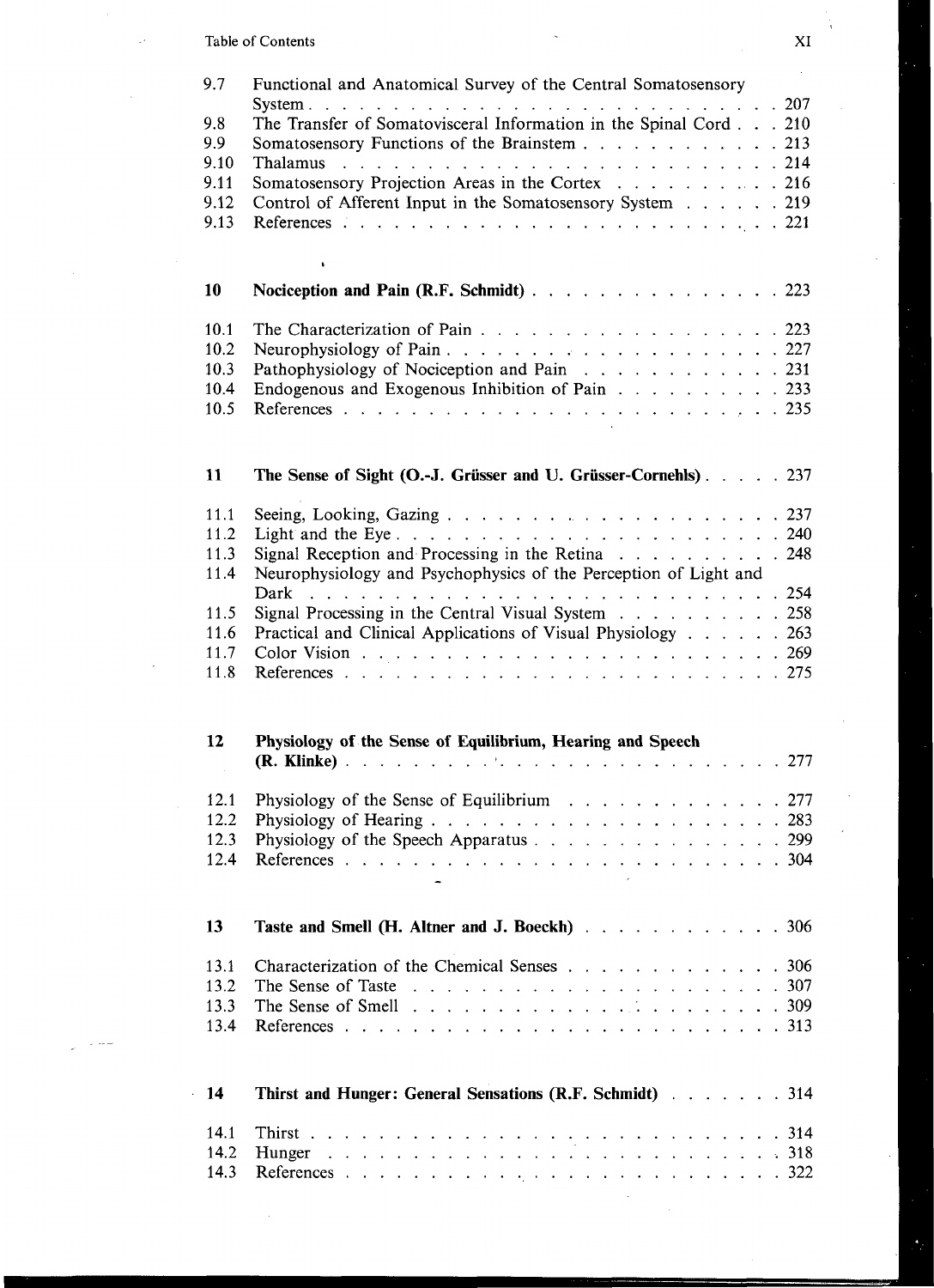| | | |
|---|---|---|
| 9.7 | Functional and Anatomical Survey of the Central Somatosensory System | 207 |
| 9.8 | The Transfer of Somatovisceral Information in the Spinal Cord | 210 |
| 9.9 | Somatosensory Functions of the Brainstem | 213 |
| 9.10 | Thalamus | 214 |
| 9.11 | Somatosensory Projection Areas in the Cortex | 216 |
| 9.12 | Control of Afferent Input in the Somatosensory System | 219 |
| 9.13 | References | 221 |

| | | |
|---|---|---|
| **10** | **Nociception and Pain (R.F. Schmidt)** | 223 |
| 10.1 | The Characterization of Pain | 223 |
| 10.2 | Neurophysiology of Pain | 227 |
| 10.3 | Pathophysiology of Nociception and Pain | 231 |
| 10.4 | Endogenous and Exogenous Inhibition of Pain | 233 |
| 10.5 | References | 235 |

| | | |
|---|---|---|
| **11** | **The Sense of Sight (O.-J. Grüsser and U. Grüsser-Cornehls)** | 237 |
| 11.1 | Seeing, Looking, Gazing | 237 |
| 11.2 | Light and the Eye | 240 |
| 11.3 | Signal Reception and Processing in the Retina | 248 |
| 11.4 | Neurophysiology and Psychophysics of the Perception of Light and Dark | 254 |
| 11.5 | Signal Processing in the Central Visual System | 258 |
| 11.6 | Practical and Clinical Applications of Visual Physiology | 263 |
| 11.7 | Color Vision | 269 |
| 11.8 | References | 275 |

| | | |
|---|---|---|
| **12** | **Physiology of the Sense of Equilibrium, Hearing and Speech (R. Klinke)** | 277 |
| 12.1 | Physiology of the Sense of Equilibrium | 277 |
| 12.2 | Physiology of Hearing | 283 |
| 12.3 | Physiology of the Speech Apparatus | 299 |
| 12.4 | References | 304 |

| | | |
|---|---|---|
| **13** | **Taste and Smell (H. Altner and J. Boeckh)** | 306 |
| 13.1 | Characterization of the Chemical Senses | 306 |
| 13.2 | The Sense of Taste | 307 |
| 13.3 | The Sense of Smell | 309 |
| 13.4 | References | 313 |

| | | |
|---|---|---|
| **14** | **Thirst and Hunger: General Sensations (R.F. Schmidt)** | 314 |
| 14.1 | Thirst | 314 |
| 14.2 | Hunger | 318 |
| 14.3 | References | 322 |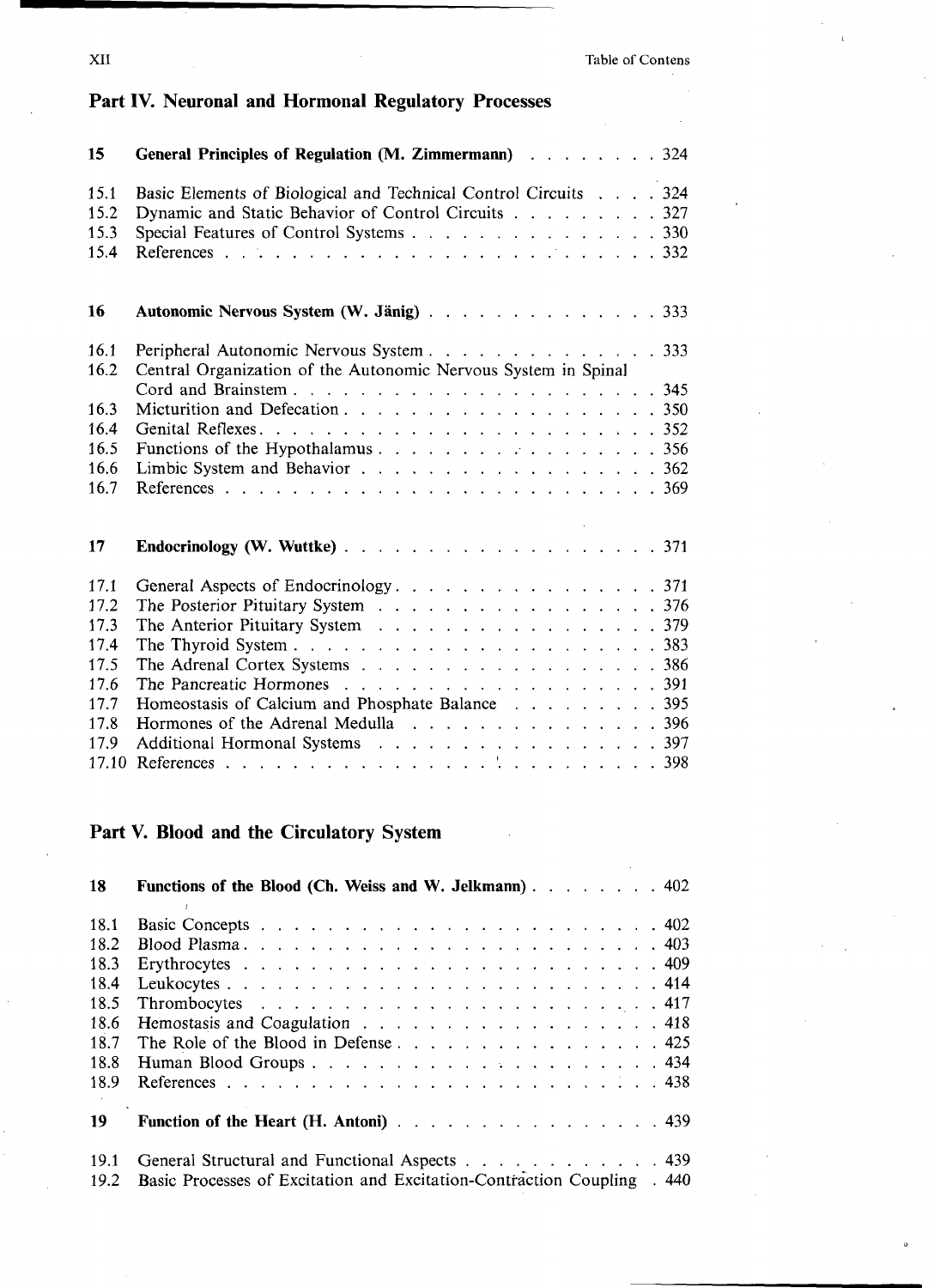## Part IV. Neuronal and Hormonal Regulatory Processes

**15 General Principles of Regulation (M. Zimmermann) . . . . . . . . 324**

15.1 Basic Elements of Biological and Technical Control Circuits . . . . 324
15.2 Dynamic and Static Behavior of Control Circuits . . . . . . . . . 327
15.3 Special Features of Control Systems . . . . . . . . . . . . . . . 330
15.4 References . . . . . . . . . . . . . . . . . . . . . . . . . 332

**16 Autonomic Nervous System (W. Jänig) . . . . . . . . . . . . . . 333**

16.1 Peripheral Autonomic Nervous System . . . . . . . . . . . . . . 333
16.2 Central Organization of the Autonomic Nervous System in Spinal Cord and Brainstem . . . . . . . . . . . . . . . . . . . . . 345
16.3 Micturition and Defecation . . . . . . . . . . . . . . . . . . 350
16.4 Genital Reflexes . . . . . . . . . . . . . . . . . . . . . . 352
16.5 Functions of the Hypothalamus . . . . . . . . . . . . . . . . . 356
16.6 Limbic System and Behavior . . . . . . . . . . . . . . . . . . 362
16.7 References . . . . . . . . . . . . . . . . . . . . . . . . . 369

**17 Endocrinology (W. Wuttke) . . . . . . . . . . . . . . . . . . . 371**

17.1 General Aspects of Endocrinology . . . . . . . . . . . . . . . . 371
17.2 The Posterior Pituitary System . . . . . . . . . . . . . . . . . 376
17.3 The Anterior Pituitary System . . . . . . . . . . . . . . . . . 379
17.4 The Thyroid System . . . . . . . . . . . . . . . . . . . . . 383
17.5 The Adrenal Cortex Systems . . . . . . . . . . . . . . . . . . 386
17.6 The Pancreatic Hormones . . . . . . . . . . . . . . . . . . . 391
17.7 Homeostasis of Calcium and Phosphate Balance . . . . . . . . . 395
17.8 Hormones of the Adrenal Medulla . . . . . . . . . . . . . . . . 396
17.9 Additional Hormonal Systems . . . . . . . . . . . . . . . . . . 397
17.10 References . . . . . . . . . . . . . . . . . . . . . . . . . 398

## Part V. Blood and the Circulatory System

**18 Functions of the Blood (Ch. Weiss and W. Jelkmann) . . . . . . . . 402**

18.1 Basic Concepts . . . . . . . . . . . . . . . . . . . . . . . 402
18.2 Blood Plasma . . . . . . . . . . . . . . . . . . . . . . . . 403
18.3 Erythrocytes . . . . . . . . . . . . . . . . . . . . . . . . 409
18.4 Leukocytes . . . . . . . . . . . . . . . . . . . . . . . . 414
18.5 Thrombocytes . . . . . . . . . . . . . . . . . . . . . . . 417
18.6 Hemostasis and Coagulation . . . . . . . . . . . . . . . . . . 418
18.7 The Role of the Blood in Defense . . . . . . . . . . . . . . . . 425
18.8 Human Blood Groups . . . . . . . . . . . . . . . . . . . . . 434
18.9 References . . . . . . . . . . . . . . . . . . . . . . . . . 438

**19 Function of the Heart (H. Antoni) . . . . . . . . . . . . . . . . 439**

19.1 General Structural and Functional Aspects . . . . . . . . . . . . 439
19.2 Basic Processes of Excitation and Excitation-Contraction Coupling . 440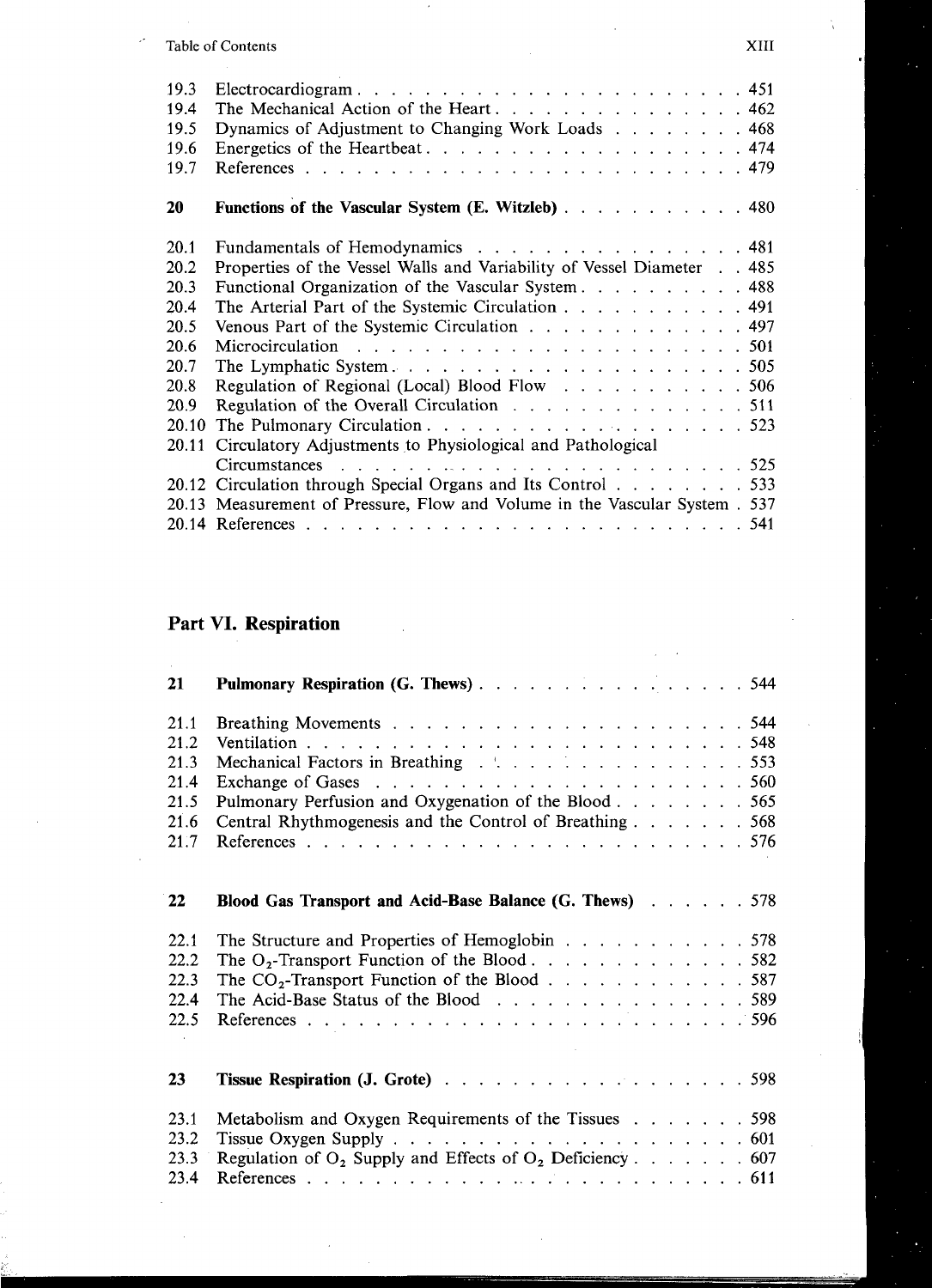19.3 Electrocardiogram . . . . . . . . . . . . . . . . . . . . . . . 451
19.4 The Mechanical Action of the Heart . . . . . . . . . . . . . . . 462
19.5 Dynamics of Adjustment to Changing Work Loads . . . . . . . . 468
19.6 Energetics of the Heartbeat . . . . . . . . . . . . . . . . . . . 474
19.7 References . . . . . . . . . . . . . . . . . . . . . . . . . . . 479

**20 Functions of the Vascular System (E. Witzleb) . . . . . . . . . . . 480**

20.1 Fundamentals of Hemodynamics . . . . . . . . . . . . . . . . . 481
20.2 Properties of the Vessel Walls and Variability of Vessel Diameter . . 485
20.3 Functional Organization of the Vascular System . . . . . . . . . . 488
20.4 The Arterial Part of the Systemic Circulation . . . . . . . . . . . 491
20.5 Venous Part of the Systemic Circulation . . . . . . . . . . . . . 497
20.6 Microcirculation . . . . . . . . . . . . . . . . . . . . . . . . 501
20.7 The Lymphatic System . . . . . . . . . . . . . . . . . . . . . 505
20.8 Regulation of Regional (Local) Blood Flow . . . . . . . . . . . 506
20.9 Regulation of the Overall Circulation . . . . . . . . . . . . . . 511
20.10 The Pulmonary Circulation . . . . . . . . . . . . . . . . . . . 523
20.11 Circulatory Adjustments to Physiological and Pathological Circumstances . . . . . . . . . . . . . . . . . . . . . . . . . 525
20.12 Circulation through Special Organs and Its Control . . . . . . . . 533
20.13 Measurement of Pressure, Flow and Volume in the Vascular System . 537
20.14 References . . . . . . . . . . . . . . . . . . . . . . . . . . . 541

## Part VI. Respiration

**21 Pulmonary Respiration (G. Thews) . . . . . . . . . . . . . . . . 544**

21.1 Breathing Movements . . . . . . . . . . . . . . . . . . . . . . 544
21.2 Ventilation . . . . . . . . . . . . . . . . . . . . . . . . . . . 548
21.3 Mechanical Factors in Breathing . . . . . . . . . . . . . . . . . 553
21.4 Exchange of Gases . . . . . . . . . . . . . . . . . . . . . . . 560
21.5 Pulmonary Perfusion and Oxygenation of the Blood . . . . . . . . 565
21.6 Central Rhythmogenesis and the Control of Breathing . . . . . . . 568
21.7 References . . . . . . . . . . . . . . . . . . . . . . . . . . . 576

**22 Blood Gas Transport and Acid-Base Balance (G. Thews) . . . . . . 578**

22.1 The Structure and Properties of Hemoglobin . . . . . . . . . . . 578
22.2 The $O_2$-Transport Function of the Blood . . . . . . . . . . . . . 582
22.3 The $CO_2$-Transport Function of the Blood . . . . . . . . . . . . 587
22.4 The Acid-Base Status of the Blood . . . . . . . . . . . . . . . . 589
22.5 References . . . . . . . . . . . . . . . . . . . . . . . . . . . 596

**23 Tissue Respiration (J. Grote) . . . . . . . . . . . . . . . . . . . 598**

23.1 Metabolism and Oxygen Requirements of the Tissues . . . . . . . 598
23.2 Tissue Oxygen Supply . . . . . . . . . . . . . . . . . . . . . . 601
23.3 Regulation of $O_2$ Supply and Effects of $O_2$ Deficiency . . . . . . . 607
23.4 References . . . . . . . . . . . . . . . . . . . . . . . . . . . 611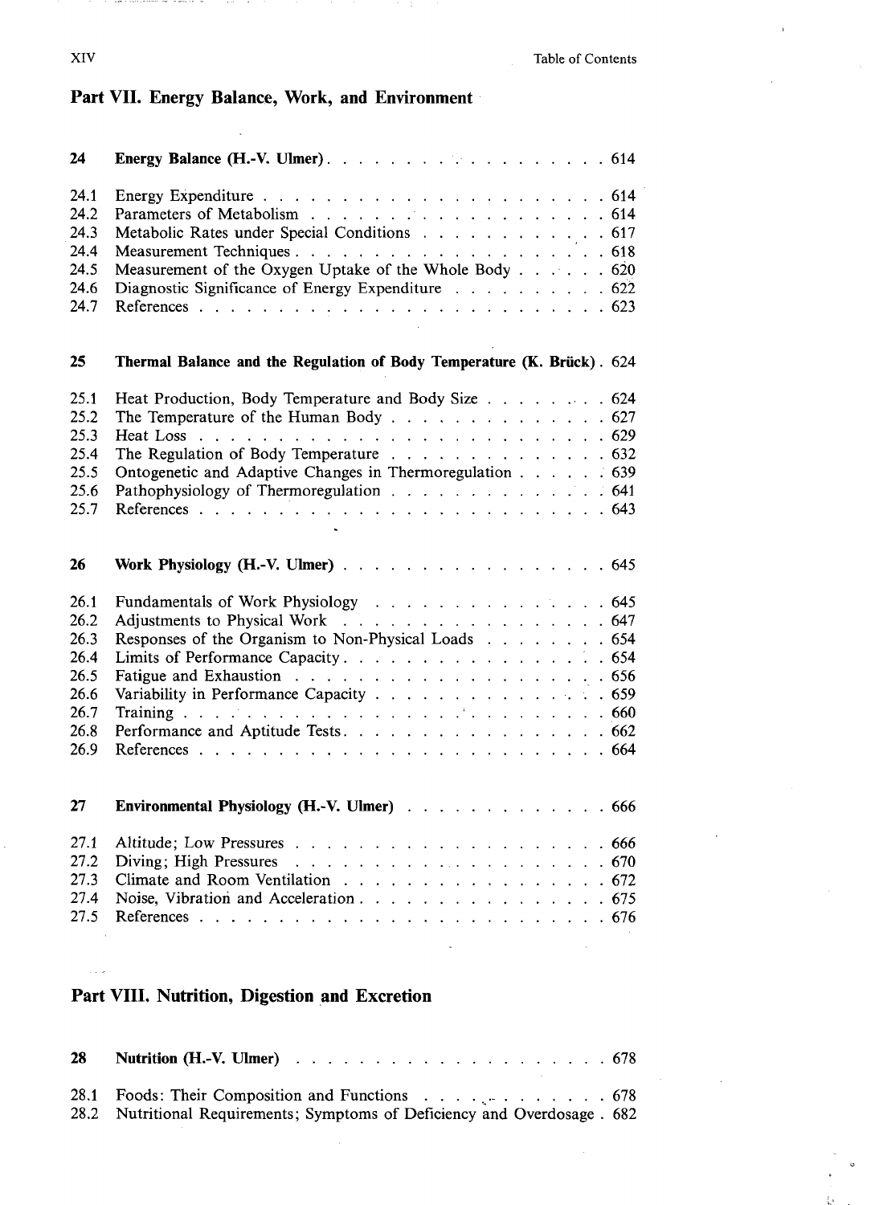## Part VII. Energy Balance, Work, and Environment

| | | |
|---|---|---|
| **24** | **Energy Balance (H.-V. Ulmer)** | 614 |
| 24.1 | Energy Expenditure | 614 |
| 24.2 | Parameters of Metabolism | 614 |
| 24.3 | Metabolic Rates under Special Conditions | 617 |
| 24.4 | Measurement Techniques | 618 |
| 24.5 | Measurement of the Oxygen Uptake of the Whole Body | 620 |
| 24.6 | Diagnostic Significance of Energy Expenditure | 622 |
| 24.7 | References | 623 |
| **25** | **Thermal Balance and the Regulation of Body Temperature (K. Brück)** | 624 |
| 25.1 | Heat Production, Body Temperature and Body Size | 624 |
| 25.2 | The Temperature of the Human Body | 627 |
| 25.3 | Heat Loss | 629 |
| 25.4 | The Regulation of Body Temperature | 632 |
| 25.5 | Ontogenetic and Adaptive Changes in Thermoregulation | 639 |
| 25.6 | Pathophysiology of Thermoregulation | 641 |
| 25.7 | References | 643 |
| **26** | **Work Physiology (H.-V. Ulmer)** | 645 |
| 26.1 | Fundamentals of Work Physiology | 645 |
| 26.2 | Adjustments to Physical Work | 647 |
| 26.3 | Responses of the Organism to Non-Physical Loads | 654 |
| 26.4 | Limits of Performance Capacity | 654 |
| 26.5 | Fatigue and Exhaustion | 656 |
| 26.6 | Variability in Performance Capacity | 659 |
| 26.7 | Training | 660 |
| 26.8 | Performance and Aptitude Tests | 662 |
| 26.9 | References | 664 |
| **27** | **Environmental Physiology (H.-V. Ulmer)** | 666 |
| 27.1 | Altitude; Low Pressures | 666 |
| 27.2 | Diving; High Pressures | 670 |
| 27.3 | Climate and Room Ventilation | 672 |
| 27.4 | Noise, Vibration and Acceleration | 675 |
| 27.5 | References | 676 |

## Part VIII. Nutrition, Digestion and Excretion

| | | |
|---|---|---|
| **28** | **Nutrition (H.-V. Ulmer)** | 678 |
| 28.1 | Foods: Their Composition and Functions | 678 |
| 28.2 | Nutritional Requirements; Symptoms of Deficiency and Overdosage | 682 |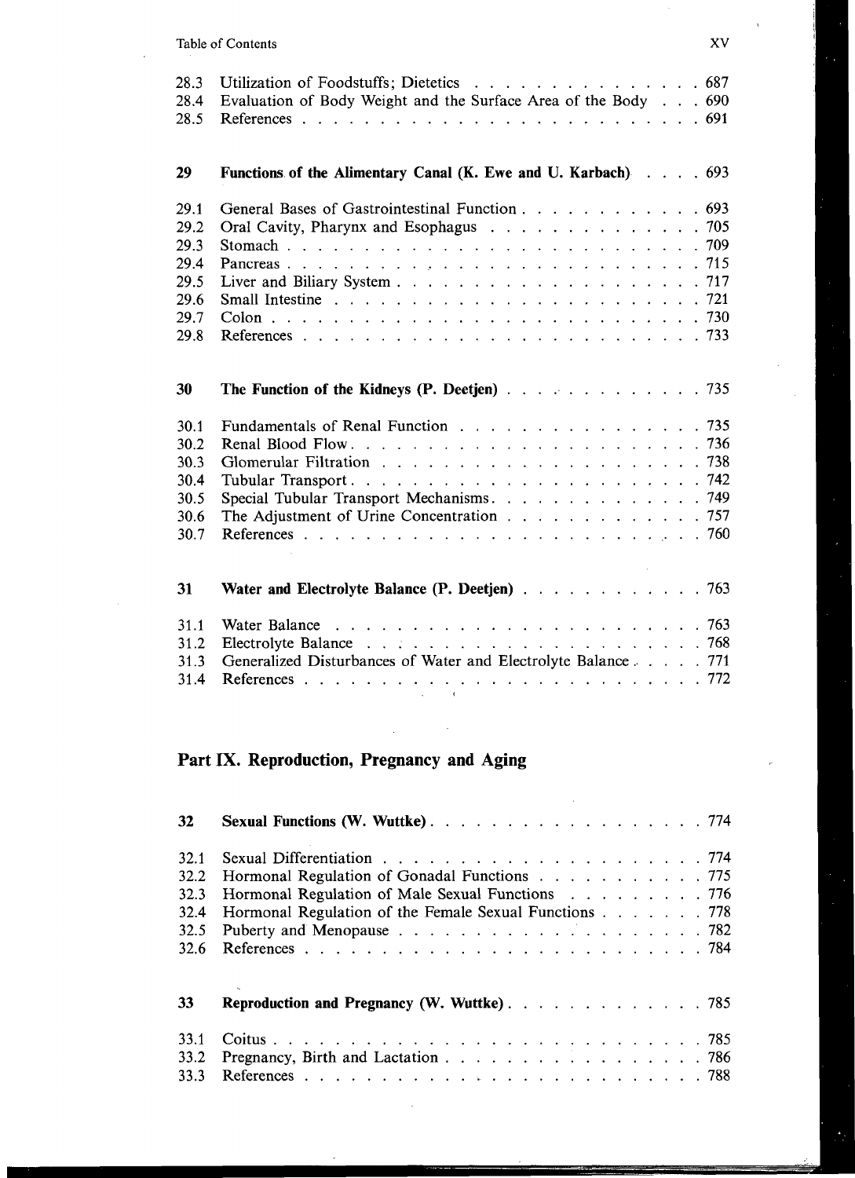28.3 Utilization of Foodstuffs; Dietetics . . . . . . . . . . . . . . . 687
28.4 Evaluation of Body Weight and the Surface Area of the Body . . . 690
28.5 References . . . . . . . . . . . . . . . . . . . . . . . . . 691

**29 Functions of the Alimentary Canal (K. Ewe and U. Karbach) . . . . 693**

29.1 General Bases of Gastrointestinal Function . . . . . . . . . . . . 693
29.2 Oral Cavity, Pharynx and Esophagus . . . . . . . . . . . . . . . 705
29.3 Stomach . . . . . . . . . . . . . . . . . . . . . . . . . . 709
29.4 Pancreas . . . . . . . . . . . . . . . . . . . . . . . . . . 715
29.5 Liver and Biliary System . . . . . . . . . . . . . . . . . . . . 717
29.6 Small Intestine . . . . . . . . . . . . . . . . . . . . . . . 721
29.7 Colon . . . . . . . . . . . . . . . . . . . . . . . . . . . 730
29.8 References . . . . . . . . . . . . . . . . . . . . . . . . . 733

**30 The Function of the Kidneys (P. Deetjen) . . . . . . . . . . . . . 735**

30.1 Fundamentals of Renal Function . . . . . . . . . . . . . . . . 735
30.2 Renal Blood Flow . . . . . . . . . . . . . . . . . . . . . . . 736
30.3 Glomerular Filtration . . . . . . . . . . . . . . . . . . . . 738
30.4 Tubular Transport . . . . . . . . . . . . . . . . . . . . . . 742
30.5 Special Tubular Transport Mechanisms . . . . . . . . . . . . . . 749
30.6 The Adjustment of Urine Concentration . . . . . . . . . . . . . 757
30.7 References . . . . . . . . . . . . . . . . . . . . . . . . . 760

**31 Water and Electrolyte Balance (P. Deetjen) . . . . . . . . . . . . 763**

31.1 Water Balance . . . . . . . . . . . . . . . . . . . . . . . 763
31.2 Electrolyte Balance . . . . . . . . . . . . . . . . . . . . . 768
31.3 Generalized Disturbances of Water and Electrolyte Balance . . . . . 771
31.4 References . . . . . . . . . . . . . . . . . . . . . . . . . 772

## Part IX. Reproduction, Pregnancy and Aging

**32 Sexual Functions (W. Wuttke) . . . . . . . . . . . . . . . . . . 774**

32.1 Sexual Differentiation . . . . . . . . . . . . . . . . . . . . 774
32.2 Hormonal Regulation of Gonadal Functions . . . . . . . . . . . 775
32.3 Hormonal Regulation of Male Sexual Functions . . . . . . . . . 776
32.4 Hormonal Regulation of the Female Sexual Functions . . . . . . . 778
32.5 Puberty and Menopause . . . . . . . . . . . . . . . . . . . . 782
32.6 References . . . . . . . . . . . . . . . . . . . . . . . . . 784

**33 Reproduction and Pregnancy (W. Wuttke) . . . . . . . . . . . . . 785**

33.1 Coitus . . . . . . . . . . . . . . . . . . . . . . . . . . . 785
33.2 Pregnancy, Birth and Lactation . . . . . . . . . . . . . . . . 786
33.3 References . . . . . . . . . . . . . . . . . . . . . . . . . 788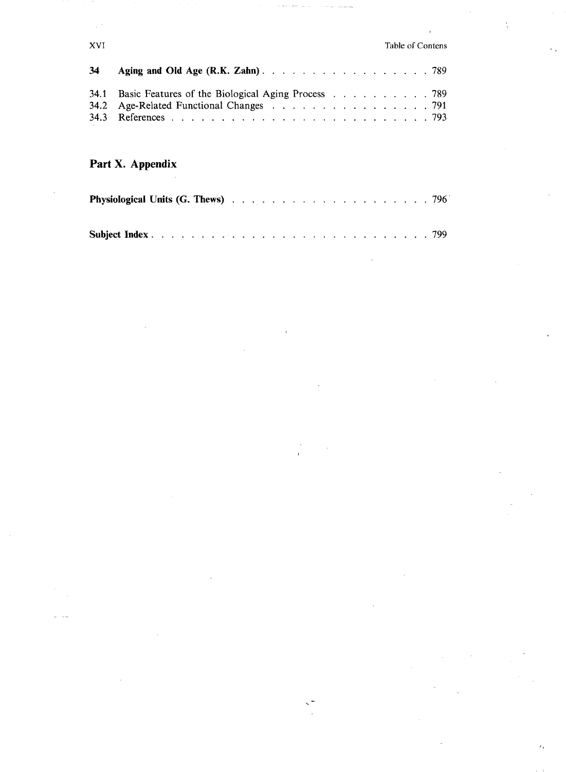**34 Aging and Old Age (R.K. Zahn)** . . . . . . . . . . . . . . . . . . 789

34.1 Basic Features of the Biological Aging Process . . . . . . . . . . 789
34.2 Age-Related Functional Changes . . . . . . . . . . . . . . . . 791
34.3 References . . . . . . . . . . . . . . . . . . . . . . . . . 793

## Part X. Appendix

**Physiological Units (G. Thews)** . . . . . . . . . . . . . . . . . . . . 796

**Subject Index** . . . . . . . . . . . . . . . . . . . . . . . . . . . 799